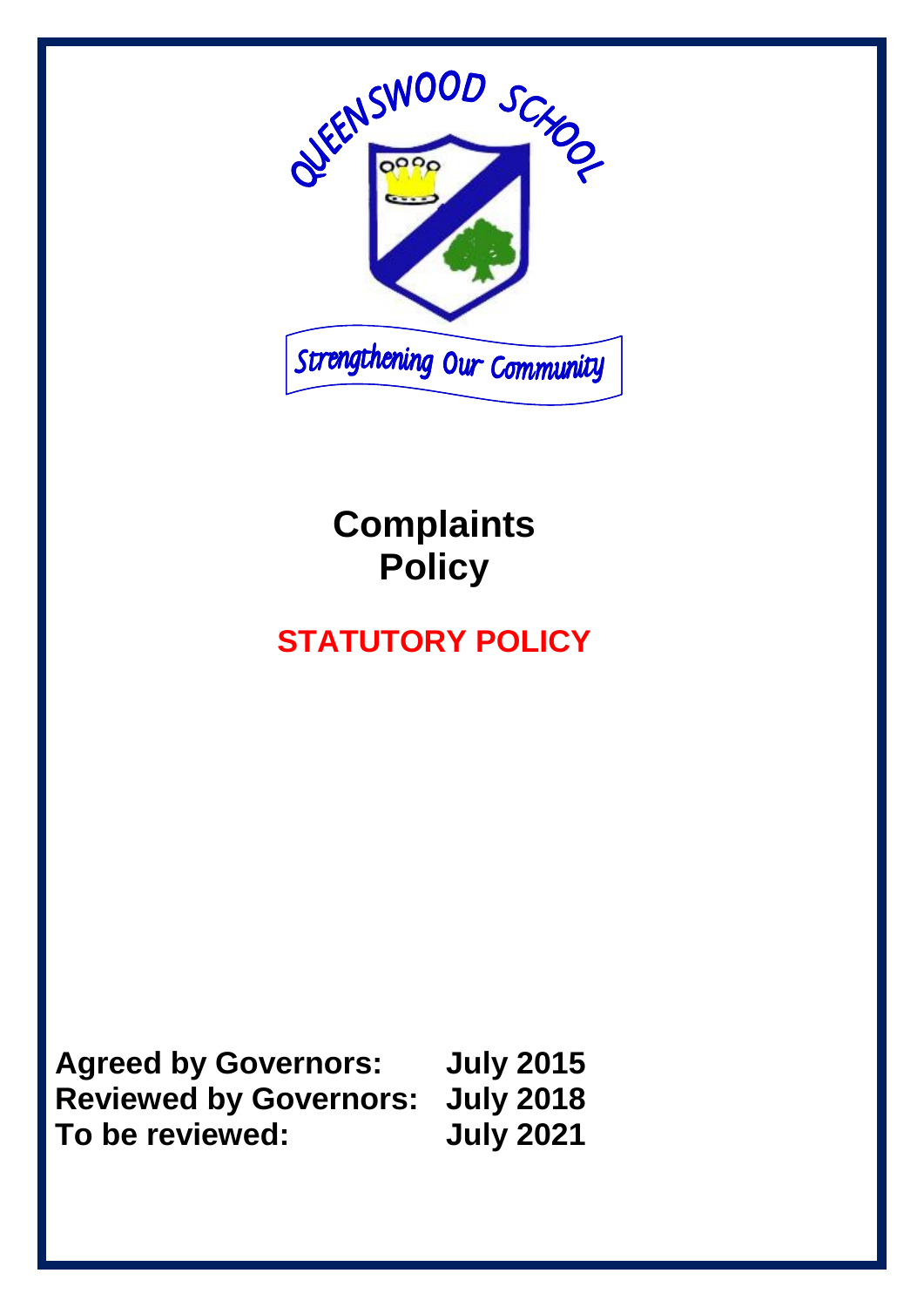QUEENSWOOD SCHOOL

Strengthening Our Community

# Complaints Policy

## STATUTORY POLICY

**Agreed by Governors: July 2015**
**Reviewed by Governors: July 2018**
**To be reviewed: July 2021**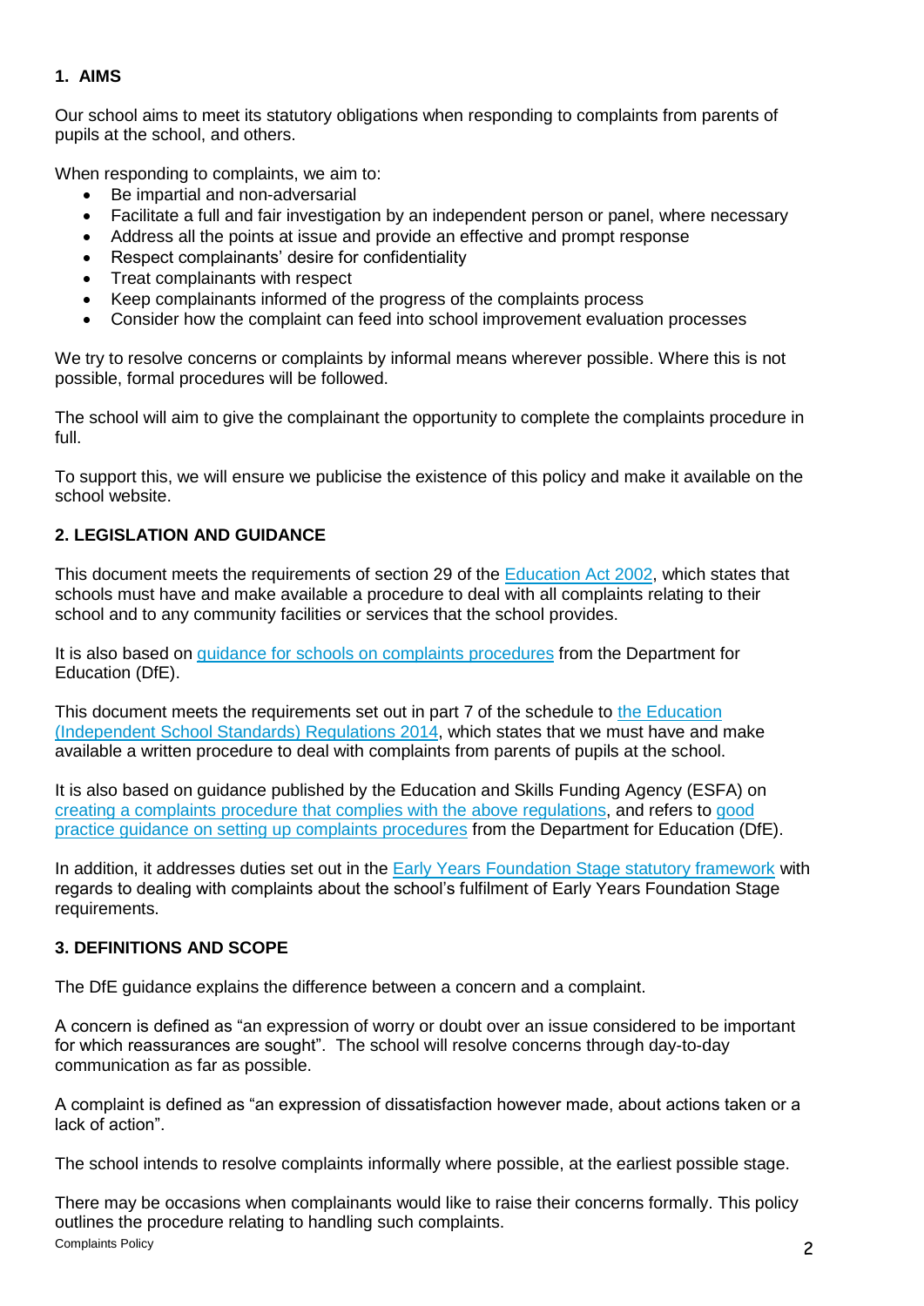## 1. AIMS

Our school aims to meet its statutory obligations when responding to complaints from parents of pupils at the school, and others.

When responding to complaints, we aim to:

- Be impartial and non-adversarial
- Facilitate a full and fair investigation by an independent person or panel, where necessary
- Address all the points at issue and provide an effective and prompt response
- Respect complainants' desire for confidentiality
- Treat complainants with respect
- Keep complainants informed of the progress of the complaints process
- Consider how the complaint can feed into school improvement evaluation processes

We try to resolve concerns or complaints by informal means wherever possible. Where this is not possible, formal procedures will be followed.

The school will aim to give the complainant the opportunity to complete the complaints procedure in full.

To support this, we will ensure we publicise the existence of this policy and make it available on the school website.

## 2. LEGISLATION AND GUIDANCE

This document meets the requirements of section 29 of the Education Act 2002, which states that schools must have and make available a procedure to deal with all complaints relating to their school and to any community facilities or services that the school provides.

It is also based on guidance for schools on complaints procedures from the Department for Education (DfE).

This document meets the requirements set out in part 7 of the schedule to the Education (Independent School Standards) Regulations 2014, which states that we must have and make available a written procedure to deal with complaints from parents of pupils at the school.

It is also based on guidance published by the Education and Skills Funding Agency (ESFA) on creating a complaints procedure that complies with the above regulations, and refers to good practice guidance on setting up complaints procedures from the Department for Education (DfE).

In addition, it addresses duties set out in the Early Years Foundation Stage statutory framework with regards to dealing with complaints about the school's fulfilment of Early Years Foundation Stage requirements.

## 3. DEFINITIONS AND SCOPE

The DfE guidance explains the difference between a concern and a complaint.

A concern is defined as "an expression of worry or doubt over an issue considered to be important for which reassurances are sought". The school will resolve concerns through day-to-day communication as far as possible.

A complaint is defined as "an expression of dissatisfaction however made, about actions taken or a lack of action".

The school intends to resolve complaints informally where possible, at the earliest possible stage.

There may be occasions when complainants would like to raise their concerns formally. This policy outlines the procedure relating to handling such complaints.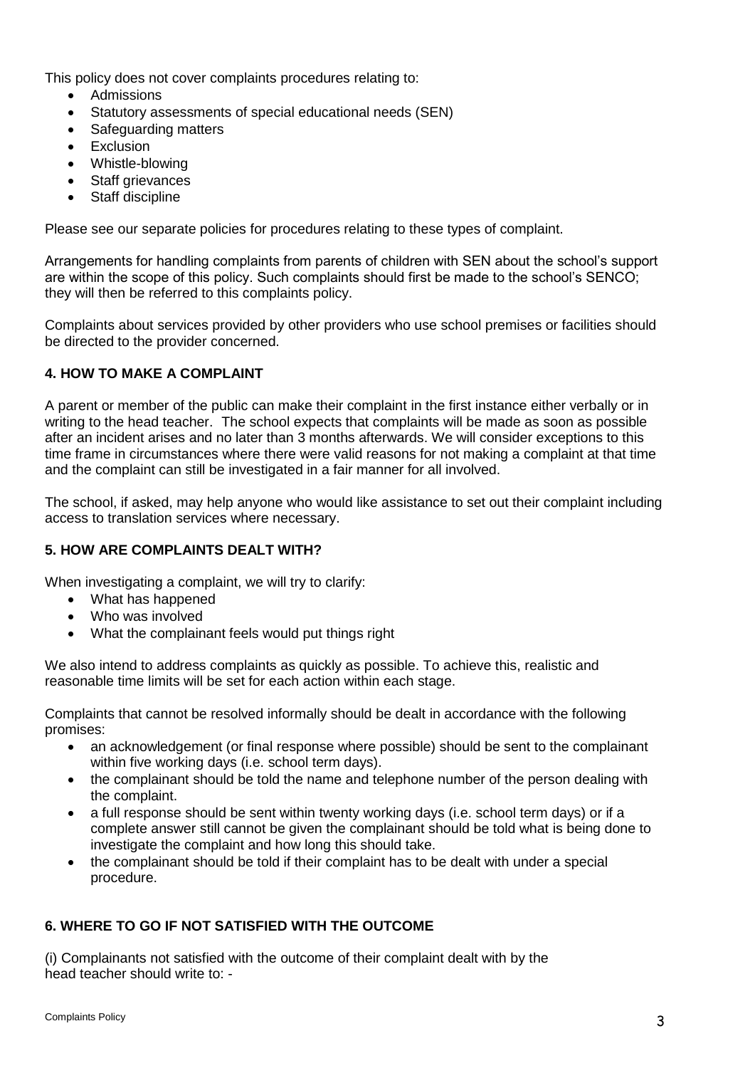This policy does not cover complaints procedures relating to:

- Admissions
- Statutory assessments of special educational needs (SEN)
- Safeguarding matters
- Exclusion
- Whistle-blowing
- Staff grievances
- Staff discipline

Please see our separate policies for procedures relating to these types of complaint.

Arrangements for handling complaints from parents of children with SEN about the school's support are within the scope of this policy. Such complaints should first be made to the school's SENCO; they will then be referred to this complaints policy.

Complaints about services provided by other providers who use school premises or facilities should be directed to the provider concerned.

## 4. HOW TO MAKE A COMPLAINT

A parent or member of the public can make their complaint in the first instance either verbally or in writing to the head teacher. The school expects that complaints will be made as soon as possible after an incident arises and no later than 3 months afterwards. We will consider exceptions to this time frame in circumstances where there were valid reasons for not making a complaint at that time and the complaint can still be investigated in a fair manner for all involved.

The school, if asked, may help anyone who would like assistance to set out their complaint including access to translation services where necessary.

## 5. HOW ARE COMPLAINTS DEALT WITH?

When investigating a complaint, we will try to clarify:

- What has happened
- Who was involved
- What the complainant feels would put things right

We also intend to address complaints as quickly as possible. To achieve this, realistic and reasonable time limits will be set for each action within each stage.

Complaints that cannot be resolved informally should be dealt in accordance with the following promises:

- an acknowledgement (or final response where possible) should be sent to the complainant within five working days (i.e. school term days).
- the complainant should be told the name and telephone number of the person dealing with the complaint.
- a full response should be sent within twenty working days (i.e. school term days) or if a complete answer still cannot be given the complainant should be told what is being done to investigate the complaint and how long this should take.
- the complainant should be told if their complaint has to be dealt with under a special procedure.

## 6. WHERE TO GO IF NOT SATISFIED WITH THE OUTCOME

(i) Complainants not satisfied with the outcome of their complaint dealt with by the head teacher should write to: -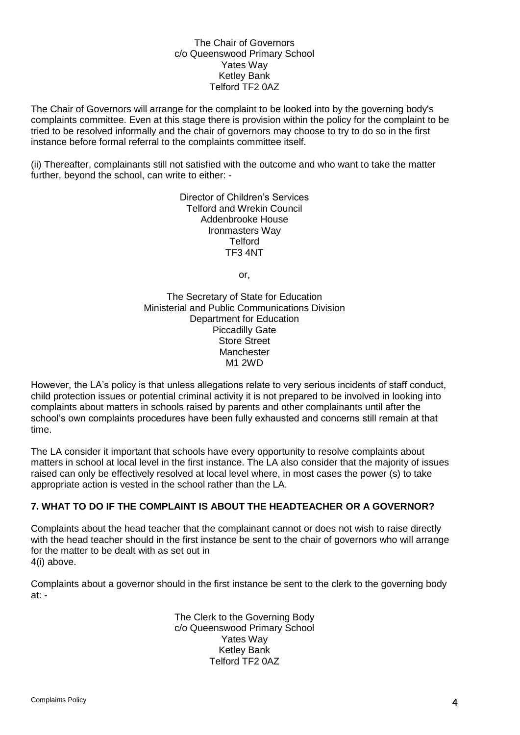The Chair of Governors
c/o Queenswood Primary School
Yates Way
Ketley Bank
Telford TF2 0AZ

The Chair of Governors will arrange for the complaint to be looked into by the governing body's complaints committee. Even at this stage there is provision within the policy for the complaint to be tried to be resolved informally and the chair of governors may choose to try to do so in the first instance before formal referral to the complaints committee itself.

(ii) Thereafter, complainants still not satisfied with the outcome and who want to take the matter further, beyond the school, can write to either: -

Director of Children's Services
Telford and Wrekin Council
Addenbrooke House
Ironmasters Way
Telford
TF3 4NT

or,

The Secretary of State for Education
Ministerial and Public Communications Division
Department for Education
Piccadilly Gate
Store Street
Manchester
M1 2WD

However, the LA's policy is that unless allegations relate to very serious incidents of staff conduct, child protection issues or potential criminal activity it is not prepared to be involved in looking into complaints about matters in schools raised by parents and other complainants until after the school's own complaints procedures have been fully exhausted and concerns still remain at that time.

The LA consider it important that schools have every opportunity to resolve complaints about matters in school at local level in the first instance. The LA also consider that the majority of issues raised can only be effectively resolved at local level where, in most cases the power (s) to take appropriate action is vested in the school rather than the LA.

## 7. WHAT TO DO IF THE COMPLAINT IS ABOUT THE HEADTEACHER OR A GOVERNOR?

Complaints about the head teacher that the complainant cannot or does not wish to raise directly with the head teacher should in the first instance be sent to the chair of governors who will arrange for the matter to be dealt with as set out in
4(i) above.

Complaints about a governor should in the first instance be sent to the clerk to the governing body at: -

The Clerk to the Governing Body
c/o Queenswood Primary School
Yates Way
Ketley Bank
Telford TF2 0AZ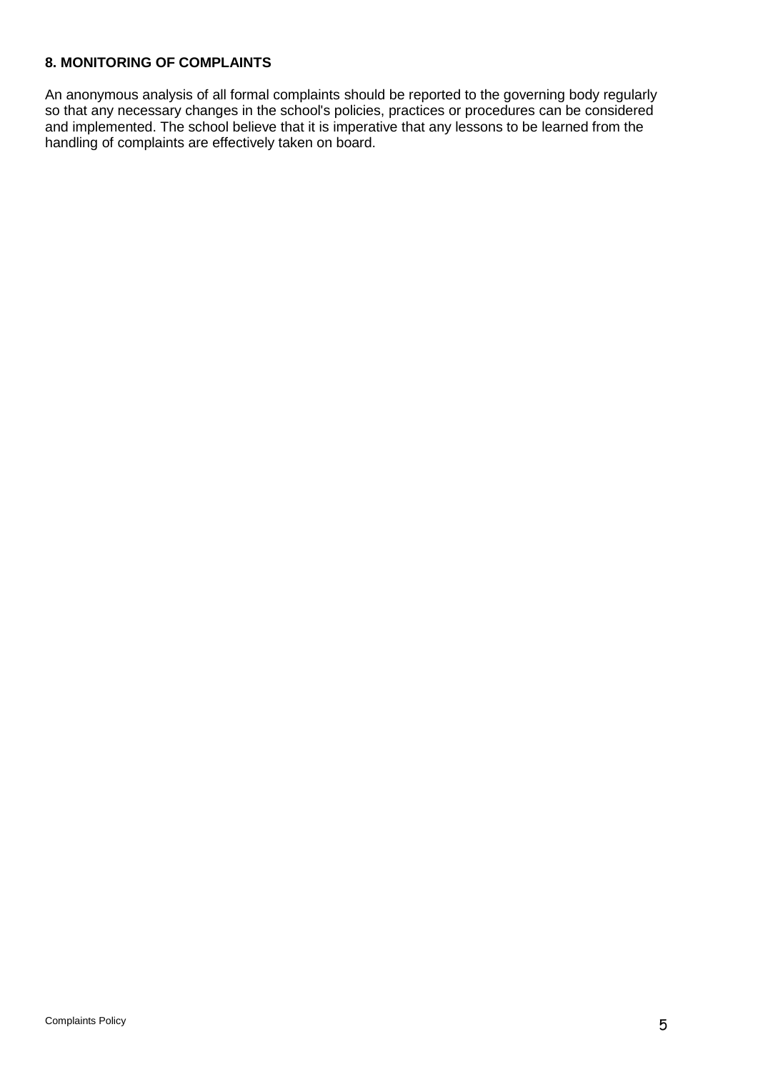**8. MONITORING OF COMPLAINTS**

An anonymous analysis of all formal complaints should be reported to the governing body regularly so that any necessary changes in the school's policies, practices or procedures can be considered and implemented. The school believe that it is imperative that any lessons to be learned from the handling of complaints are effectively taken on board.